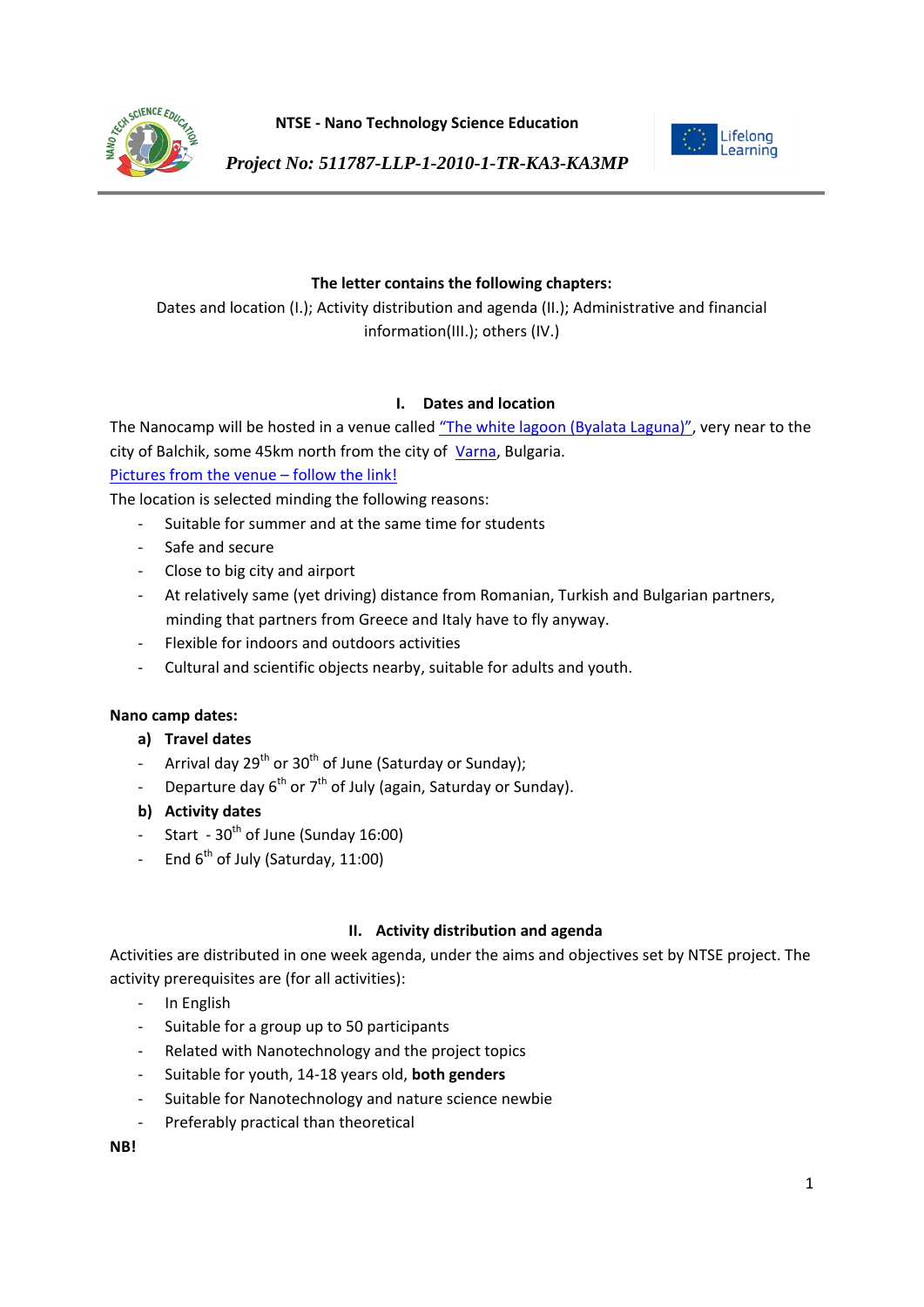**NTSE - Nano Technology Science Education**

***Project No: 511787-LLP-1-2010-1-TR-KA3-KA3MP***

**The letter contains the following chapters:**

Dates and location (I.); Activity distribution and agenda (II.); Administrative and financial information(III.); others (IV.)

## I. Dates and location

The Nanocamp will be hosted in a venue called "The white lagoon (Byalata Laguna)", very near to the city of Balchik, some 45km north from the city of Varna, Bulgaria.

Pictures from the venue – follow the link!

The location is selected minding the following reasons:

- Suitable for summer and at the same time for students
- Safe and secure
- Close to big city and airport
- At relatively same (yet driving) distance from Romanian, Turkish and Bulgarian partners, minding that partners from Greece and Italy have to fly anyway.
- Flexible for indoors and outdoors activities
- Cultural and scientific objects nearby, suitable for adults and youth.

**Nano camp dates:**

**a) Travel dates**

- Arrival day 29th or 30th of June (Saturday or Sunday);
- Departure day 6th or 7th of July (again, Saturday or Sunday).

**b) Activity dates**

- Start - 30th of June (Sunday 16:00)
- End 6th of July (Saturday, 11:00)

## II. Activity distribution and agenda

Activities are distributed in one week agenda, under the aims and objectives set by NTSE project. The activity prerequisites are (for all activities):

- In English
- Suitable for a group up to 50 participants
- Related with Nanotechnology and the project topics
- Suitable for youth, 14-18 years old, **both genders**
- Suitable for Nanotechnology and nature science newbie
- Preferably practical than theoretical

**NB!**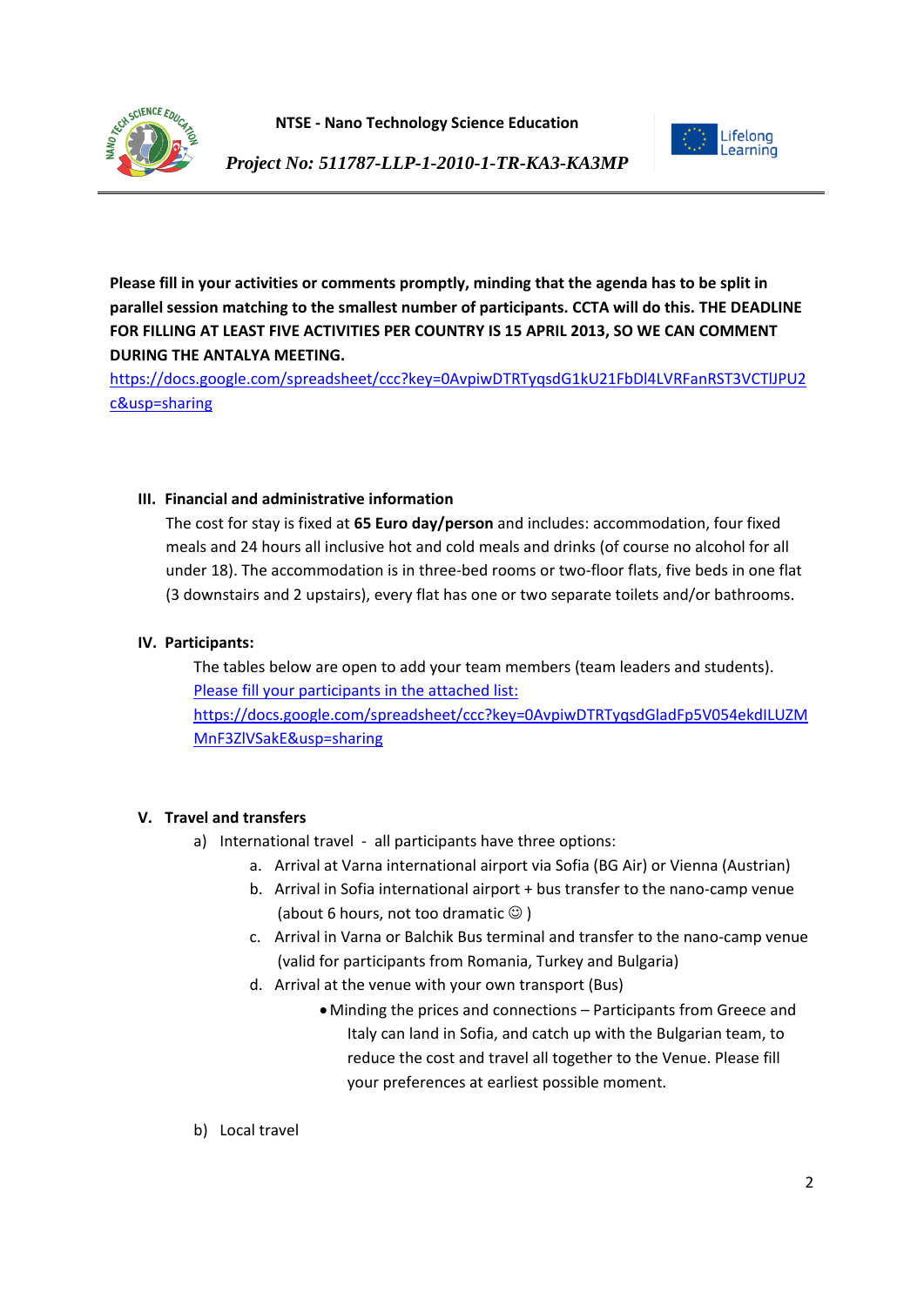**Please fill in your activities or comments promptly, minding that the agenda has to be split in parallel session matching to the smallest number of participants. CCTA will do this. THE DEADLINE FOR FILLING AT LEAST FIVE ACTIVITIES PER COUNTRY IS 15 APRIL 2013, SO WE CAN COMMENT DURING THE ANTALYA MEETING.**

https://docs.google.com/spreadsheet/ccc?key=0AvpiwDTRTyqsdG1kU21FbDl4LVRFanRST3VCTlJPU2c&usp=sharing

## III. Financial and administrative information

The cost for stay is fixed at **65 Euro day/person** and includes: accommodation, four fixed meals and 24 hours all inclusive hot and cold meals and drinks (of course no alcohol for all under 18). The accommodation is in three-bed rooms or two-floor flats, five beds in one flat (3 downstairs and 2 upstairs), every flat has one or two separate toilets and/or bathrooms.

## IV. Participants:

The tables below are open to add your team members (team leaders and students).
Please fill your participants in the attached list:
https://docs.google.com/spreadsheet/ccc?key=0AvpiwDTRTyqsdGladFp5V054ekdILUZMMnF3ZlVSakE&usp=sharing

## V. Travel and transfers

a) International travel - all participants have three options:

   a. Arrival at Varna international airport via Sofia (BG Air) or Vienna (Austrian)
   b. Arrival in Sofia international airport + bus transfer to the nano-camp venue (about 6 hours, not too dramatic ☺ )
   c. Arrival in Varna or Balchik Bus terminal and transfer to the nano-camp venue (valid for participants from Romania, Turkey and Bulgaria)
   d. Arrival at the venue with your own transport (Bus)
      - Minding the prices and connections – Participants from Greece and Italy can land in Sofia, and catch up with the Bulgarian team, to reduce the cost and travel all together to the Venue. Please fill your preferences at earliest possible moment.

b) Local travel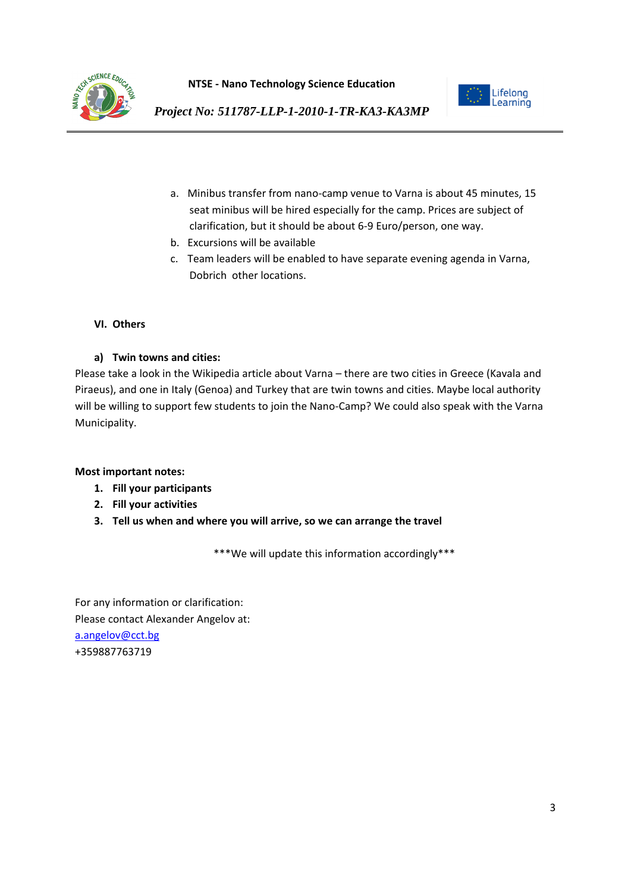a. Minibus transfer from nano-camp venue to Varna is about 45 minutes, 15 seat minibus will be hired especially for the camp. Prices are subject of clarification, but it should be about 6-9 Euro/person, one way.
b. Excursions will be available
c. Team leaders will be enabled to have separate evening agenda in Varna, Dobrich other locations.

## VI. Others

### a) Twin towns and cities:

Please take a look in the Wikipedia article about Varna – there are two cities in Greece (Kavala and Piraeus), and one in Italy (Genoa) and Turkey that are twin towns and cities. Maybe local authority will be willing to support few students to join the Nano-Camp? We could also speak with the Varna Municipality.

**Most important notes:**

1. **Fill your participants**
2. **Fill your activities**
3. **Tell us when and where you will arrive, so we can arrange the travel**

***We will update this information accordingly***

For any information or clarification:
Please contact Alexander Angelov at:
a.angelov@cct.bg
+359887763719